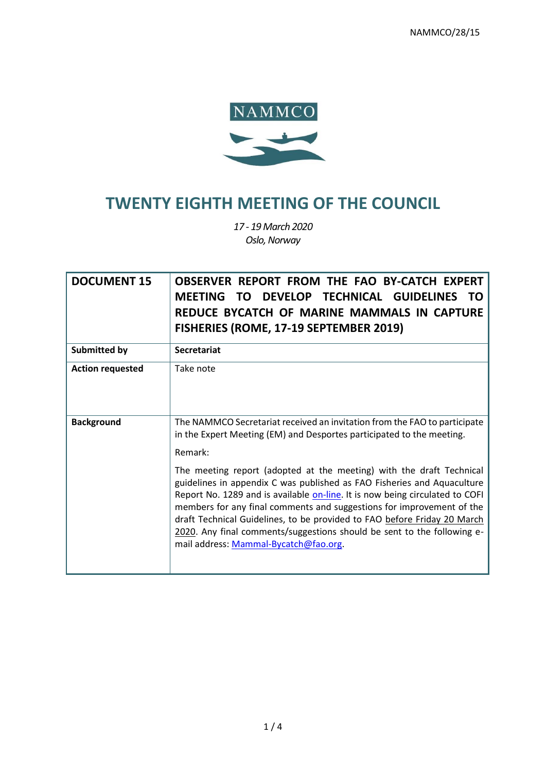NAMMCO/28/15

NAMMCO

# TWENTY EIGHTH MEETING OF THE COUNCIL

*17 - 19 March 2020*
*Oslo, Norway*

| | |
|---|---|
| **DOCUMENT 15** | **OBSERVER REPORT FROM THE FAO BY-CATCH EXPERT MEETING TO DEVELOP TECHNICAL GUIDELINES TO REDUCE BYCATCH OF MARINE MAMMALS IN CAPTURE FISHERIES (ROME, 17-19 SEPTEMBER 2019)** |
| **Submitted by** | **Secretariat** |
| **Action requested** | Take note |
| **Background** | The NAMMCO Secretariat received an invitation from the FAO to participate in the Expert Meeting (EM) and Desportes participated to the meeting.<br><br>Remark:<br><br>The meeting report (adopted at the meeting) with the draft Technical guidelines in appendix C was published as FAO Fisheries and Aquaculture Report No. 1289 and is available on-line. It is now being circulated to COFI members for any final comments and suggestions for improvement of the draft Technical Guidelines, to be provided to FAO before Friday 20 March 2020. Any final comments/suggestions should be sent to the following e-mail address: Mammal-Bycatch@fao.org. |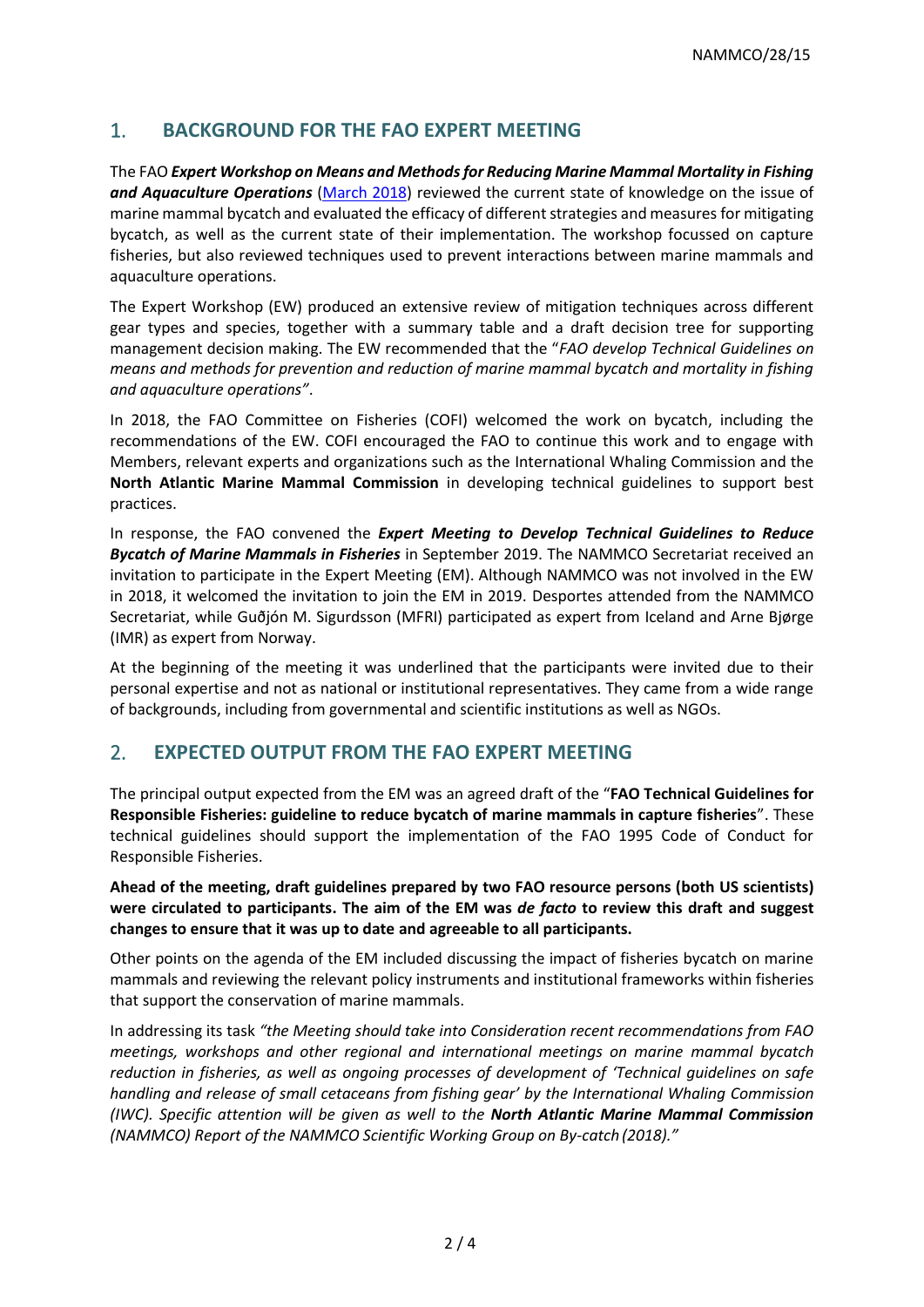## 1. BACKGROUND FOR THE FAO EXPERT MEETING

The FAO ***Expert Workshop on Means and Methods for Reducing Marine Mammal Mortality in Fishing and Aquaculture Operations*** (March 2018) reviewed the current state of knowledge on the issue of marine mammal bycatch and evaluated the efficacy of different strategies and measures for mitigating bycatch, as well as the current state of their implementation. The workshop focussed on capture fisheries, but also reviewed techniques used to prevent interactions between marine mammals and aquaculture operations.

The Expert Workshop (EW) produced an extensive review of mitigation techniques across different gear types and species, together with a summary table and a draft decision tree for supporting management decision making. The EW recommended that the "*FAO develop Technical Guidelines on means and methods for prevention and reduction of marine mammal bycatch and mortality in fishing and aquaculture operations"*.

In 2018, the FAO Committee on Fisheries (COFI) welcomed the work on bycatch, including the recommendations of the EW. COFI encouraged the FAO to continue this work and to engage with Members, relevant experts and organizations such as the International Whaling Commission and the **North Atlantic Marine Mammal Commission** in developing technical guidelines to support best practices.

In response, the FAO convened the ***Expert Meeting to Develop Technical Guidelines to Reduce Bycatch of Marine Mammals in Fisheries*** in September 2019. The NAMMCO Secretariat received an invitation to participate in the Expert Meeting (EM). Although NAMMCO was not involved in the EW in 2018, it welcomed the invitation to join the EM in 2019. Desportes attended from the NAMMCO Secretariat, while Guðjón M. Sigurdsson (MFRI) participated as expert from Iceland and Arne Bjørge (IMR) as expert from Norway.

At the beginning of the meeting it was underlined that the participants were invited due to their personal expertise and not as national or institutional representatives. They came from a wide range of backgrounds, including from governmental and scientific institutions as well as NGOs.

## 2. EXPECTED OUTPUT FROM THE FAO EXPERT MEETING

The principal output expected from the EM was an agreed draft of the "**FAO Technical Guidelines for Responsible Fisheries: guideline to reduce bycatch of marine mammals in capture fisheries**". These technical guidelines should support the implementation of the FAO 1995 Code of Conduct for Responsible Fisheries.

**Ahead of the meeting, draft guidelines prepared by two FAO resource persons (both US scientists) were circulated to participants. The aim of the EM was *de facto* to review this draft and suggest changes to ensure that it was up to date and agreeable to all participants.**

Other points on the agenda of the EM included discussing the impact of fisheries bycatch on marine mammals and reviewing the relevant policy instruments and institutional frameworks within fisheries that support the conservation of marine mammals.

In addressing its task *"the Meeting should take into Consideration recent recommendations from FAO meetings, workshops and other regional and international meetings on marine mammal bycatch reduction in fisheries, as well as ongoing processes of development of 'Technical guidelines on safe handling and release of small cetaceans from fishing gear' by the International Whaling Commission (IWC). Specific attention will be given as well to the **North Atlantic Marine Mammal Commission** (NAMMCO) Report of the NAMMCO Scientific Working Group on By-catch (2018)."*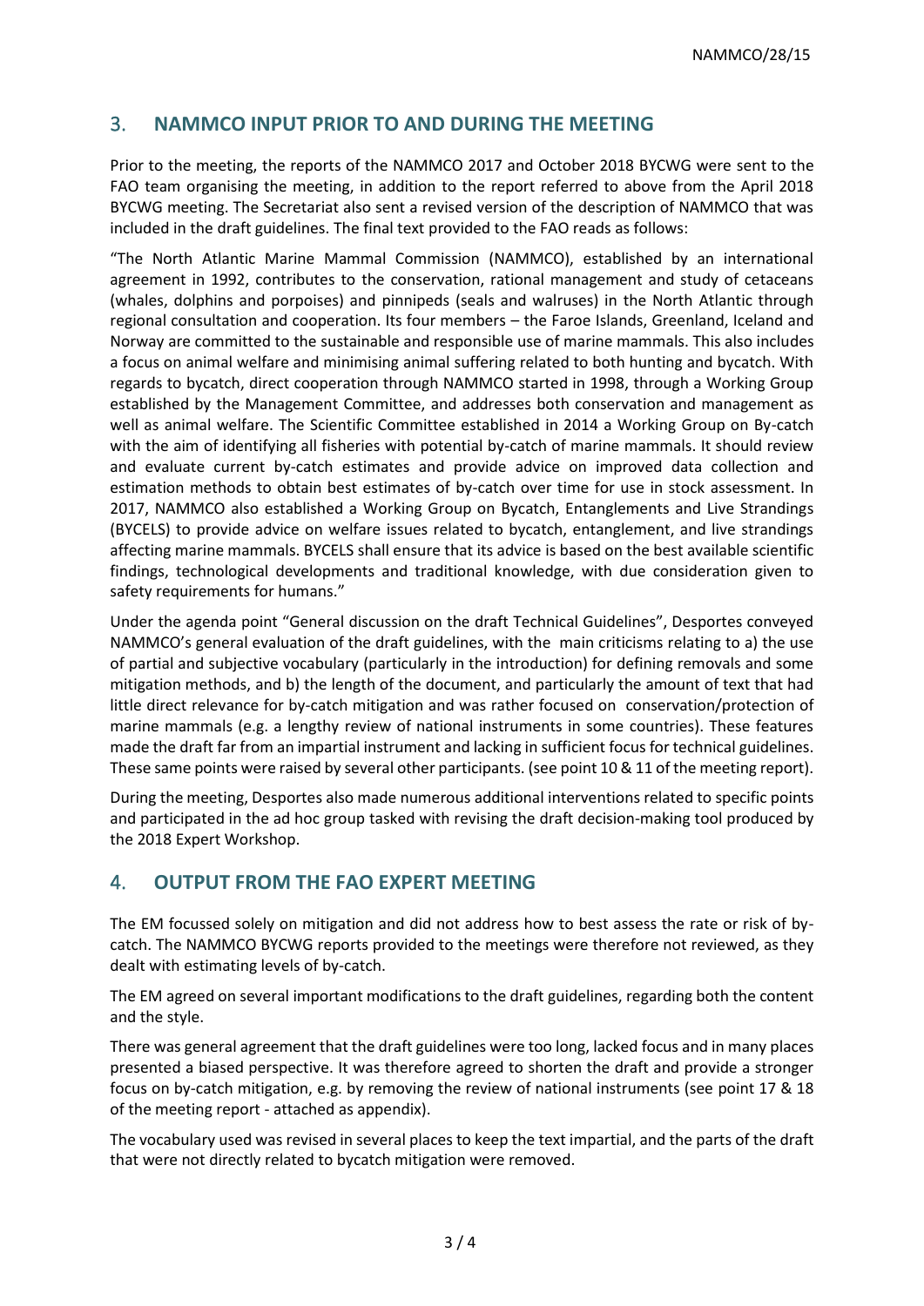## 3. NAMMCO INPUT PRIOR TO AND DURING THE MEETING

Prior to the meeting, the reports of the NAMMCO 2017 and October 2018 BYCWG were sent to the FAO team organising the meeting, in addition to the report referred to above from the April 2018 BYCWG meeting. The Secretariat also sent a revised version of the description of NAMMCO that was included in the draft guidelines. The final text provided to the FAO reads as follows:

"The North Atlantic Marine Mammal Commission (NAMMCO), established by an international agreement in 1992, contributes to the conservation, rational management and study of cetaceans (whales, dolphins and porpoises) and pinnipeds (seals and walruses) in the North Atlantic through regional consultation and cooperation. Its four members – the Faroe Islands, Greenland, Iceland and Norway are committed to the sustainable and responsible use of marine mammals. This also includes a focus on animal welfare and minimising animal suffering related to both hunting and bycatch. With regards to bycatch, direct cooperation through NAMMCO started in 1998, through a Working Group established by the Management Committee, and addresses both conservation and management as well as animal welfare. The Scientific Committee established in 2014 a Working Group on By-catch with the aim of identifying all fisheries with potential by-catch of marine mammals. It should review and evaluate current by-catch estimates and provide advice on improved data collection and estimation methods to obtain best estimates of by-catch over time for use in stock assessment. In 2017, NAMMCO also established a Working Group on Bycatch, Entanglements and Live Strandings (BYCELS) to provide advice on welfare issues related to bycatch, entanglement, and live strandings affecting marine mammals. BYCELS shall ensure that its advice is based on the best available scientific findings, technological developments and traditional knowledge, with due consideration given to safety requirements for humans."

Under the agenda point "General discussion on the draft Technical Guidelines", Desportes conveyed NAMMCO's general evaluation of the draft guidelines, with the main criticisms relating to a) the use of partial and subjective vocabulary (particularly in the introduction) for defining removals and some mitigation methods, and b) the length of the document, and particularly the amount of text that had little direct relevance for by-catch mitigation and was rather focused on conservation/protection of marine mammals (e.g. a lengthy review of national instruments in some countries). These features made the draft far from an impartial instrument and lacking in sufficient focus for technical guidelines. These same points were raised by several other participants. (see point 10 & 11 of the meeting report).

During the meeting, Desportes also made numerous additional interventions related to specific points and participated in the ad hoc group tasked with revising the draft decision-making tool produced by the 2018 Expert Workshop.

## 4. OUTPUT FROM THE FAO EXPERT MEETING

The EM focussed solely on mitigation and did not address how to best assess the rate or risk of by-catch. The NAMMCO BYCWG reports provided to the meetings were therefore not reviewed, as they dealt with estimating levels of by-catch.

The EM agreed on several important modifications to the draft guidelines, regarding both the content and the style.

There was general agreement that the draft guidelines were too long, lacked focus and in many places presented a biased perspective. It was therefore agreed to shorten the draft and provide a stronger focus on by-catch mitigation, e.g. by removing the review of national instruments (see point 17 & 18 of the meeting report - attached as appendix).

The vocabulary used was revised in several places to keep the text impartial, and the parts of the draft that were not directly related to bycatch mitigation were removed.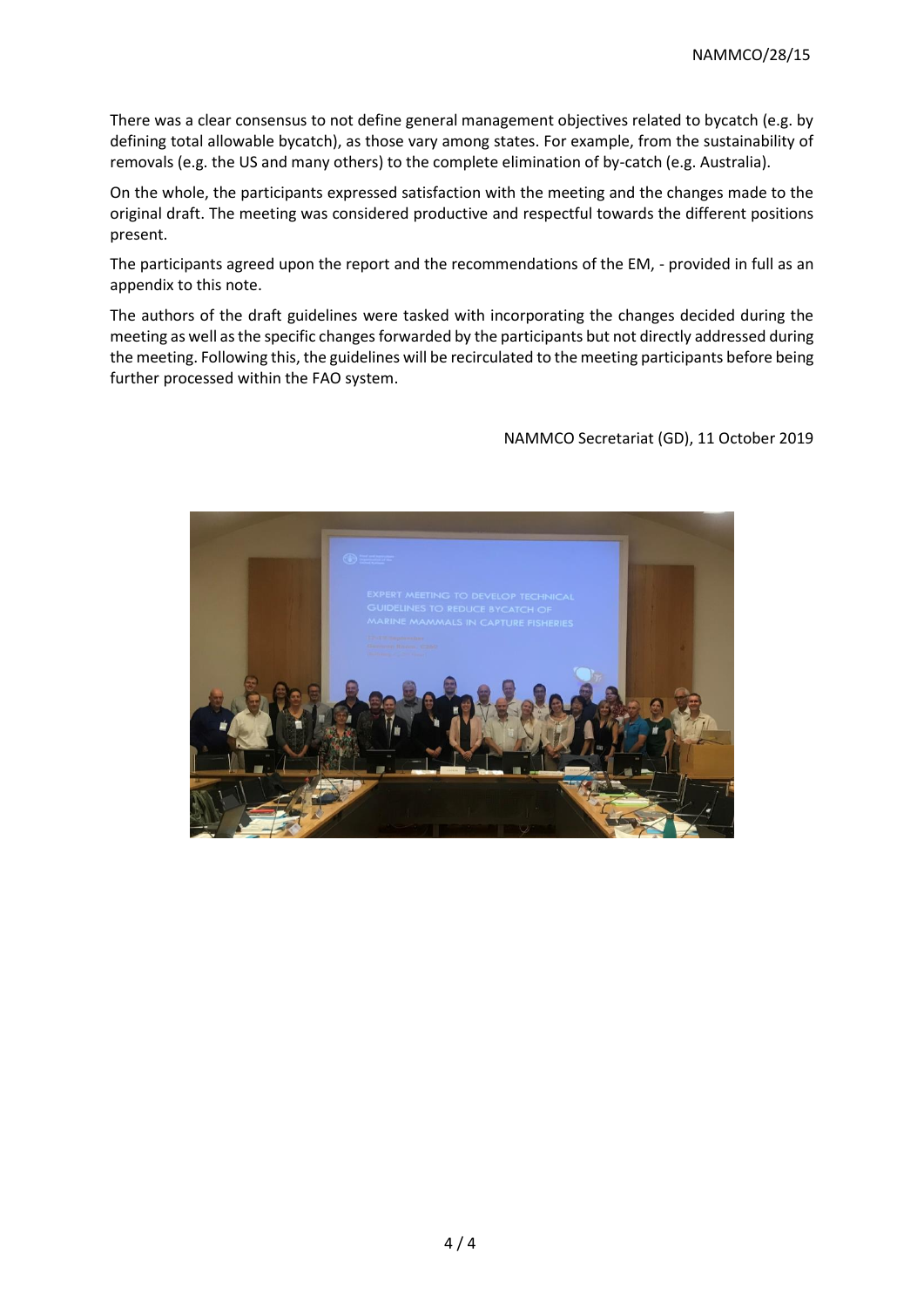There was a clear consensus to not define general management objectives related to bycatch (e.g. by defining total allowable bycatch), as those vary among states. For example, from the sustainability of removals (e.g. the US and many others) to the complete elimination of by-catch (e.g. Australia).

On the whole, the participants expressed satisfaction with the meeting and the changes made to the original draft. The meeting was considered productive and respectful towards the different positions present.

The participants agreed upon the report and the recommendations of the EM, - provided in full as an appendix to this note.

The authors of the draft guidelines were tasked with incorporating the changes decided during the meeting as well as the specific changes forwarded by the participants but not directly addressed during the meeting. Following this, the guidelines will be recirculated to the meeting participants before being further processed within the FAO system.

NAMMCO Secretariat (GD), 11 October 2019